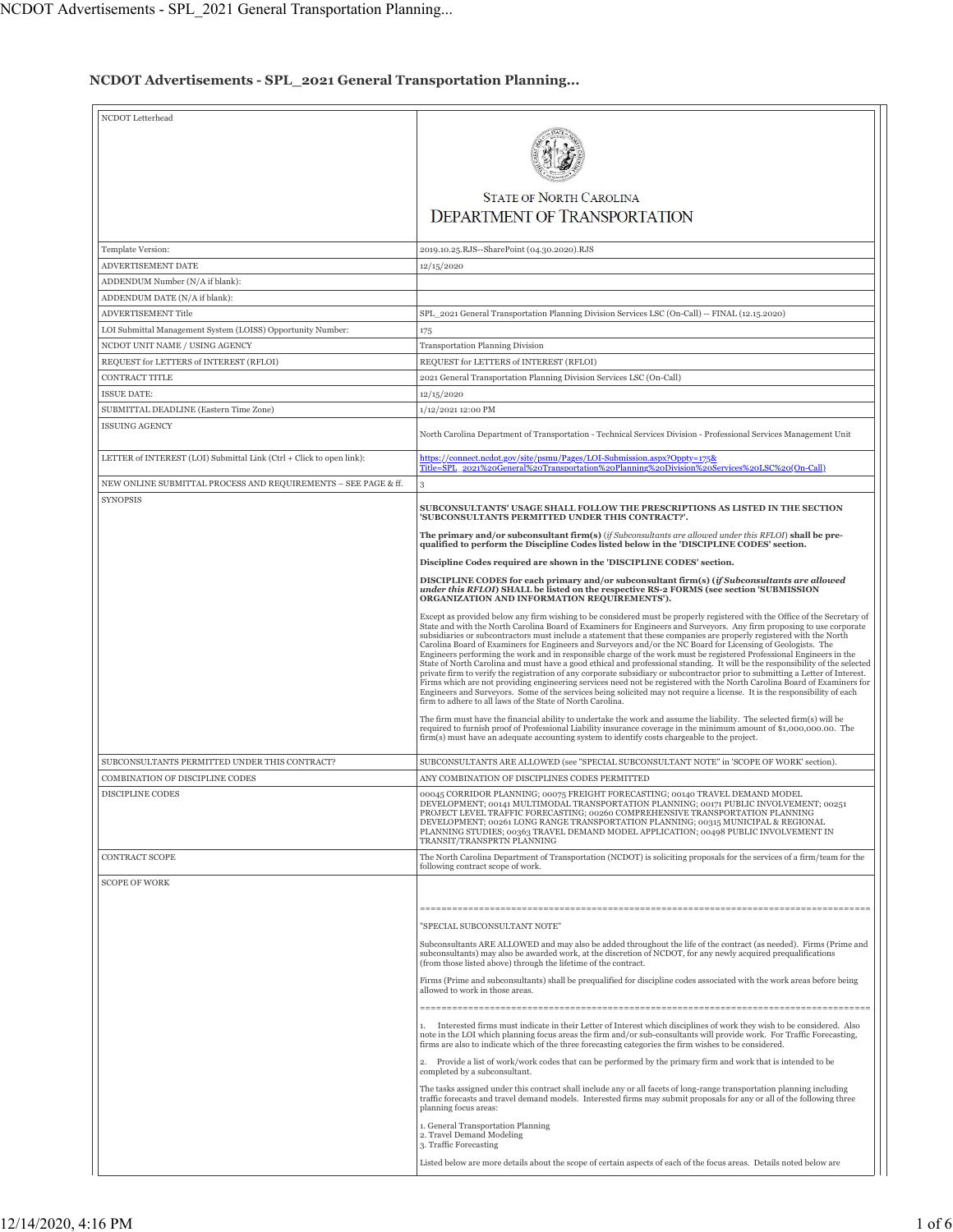# NCDOT Advertisements - SPL_2021 General Transportation Planning...

| NCDOT Letterhead | STATE OF NORTH CAROLINA<br>DEPARTMENT OF TRANSPORTATION |
|---|---|
| Template Version: | 2019.10.25.RJS--SharePoint (04.30.2020).RJS |
| ADVERTISEMENT DATE | 12/15/2020 |
| ADDENDUM Number (N/A if blank): | |
| ADDENDUM DATE (N/A if blank): | |
| ADVERTISEMENT Title | SPL_2021 General Transportation Planning Division Services LSC (On-Call) -- FINAL (12.15.2020) |
| LOI Submittal Management System (LOISS) Opportunity Number: | 175 |
| NCDOT UNIT NAME / USING AGENCY | Transportation Planning Division |
| REQUEST for LETTERS of INTEREST (RFLOI) | REQUEST for LETTERS of INTEREST (RFLOI) |
| CONTRACT TITLE | 2021 General Transportation Planning Division Services LSC (On-Call) |
| ISSUE DATE: | 12/15/2020 |
| SUBMITTAL DEADLINE (Eastern Time Zone) | 1/12/2021 12:00 PM |
| ISSUING AGENCY | North Carolina Department of Transportation - Technical Services Division - Professional Services Management Unit |
| LETTER of INTEREST (LOI) Submittal Link (Ctrl + Click to open link): | https://connect.ncdot.gov/site/psmu/Pages/LOI-Submission.aspx?Oppty=175&Title=SPL_2021%20General%20Transportation%20Planning%20Division%20Services%20LSC%20(On-Call) |
| NEW ONLINE SUBMITTAL PROCESS AND REQUIREMENTS – SEE PAGE & ff. | 3 |
| SYNOPSIS | **SUBCONSULTANTS' USAGE SHALL FOLLOW THE PRESCRIPTIONS AS LISTED IN THE SECTION 'SUBCONSULTANTS PERMITTED UNDER THIS CONTRACT?'.**<br><br>**The primary and/or subconsultant firm(s)** (*if Subconsultants are allowed under this RFLOI*) **shall be pre-qualified to perform the Discipline Codes listed below in the 'DISCIPLINE CODES' section.**<br><br>**Discipline Codes required are shown in the 'DISCIPLINE CODES' section.**<br><br>**DISCIPLINE CODES for each primary and/or subconsultant firm(s) (*if Subconsultants are allowed under this RFLOI*) SHALL be listed on the respective RS-2 FORMS (see section 'SUBMISSION ORGANIZATION AND INFORMATION REQUIREMENTS').**<br><br>Except as provided below any firm wishing to be considered must be properly registered with the Office of the Secretary of State and with the North Carolina Board of Examiners for Engineers and Surveyors. Any firm proposing to use corporate subsidiaries or subcontractors must include a statement that these companies are properly registered with the North Carolina Board of Examiners for Engineers and Surveyors and/or the NC Board for Licensing of Geologists. The Engineers performing the work and in responsible charge of the work must be registered Professional Engineers in the State of North Carolina and must have a good ethical and professional standing. It will be the responsibility of the selected private firm to verify the registration of any corporate subsidiary or subcontractor prior to submitting a Letter of Interest. Firms which are not providing engineering services need not be registered with the North Carolina Board of Examiners for Engineers and Surveyors. Some of the services being solicited may not require a license. It is the responsibility of each firm to adhere to all laws of the State of North Carolina.<br><br>The firm must have the financial ability to undertake the work and assume the liability. The selected firm(s) will be required to furnish proof of Professional Liability insurance coverage in the minimum amount of $1,000,000.00. The firm(s) must have an adequate accounting system to identify costs chargeable to the project. |
| SUBCONSULTANTS PERMITTED UNDER THIS CONTRACT? | SUBCONSULTANTS ARE ALLOWED (see "SPECIAL SUBCONSULTANT NOTE" in 'SCOPE OF WORK' section). |
| COMBINATION OF DISCIPLINE CODES | ANY COMBINATION OF DISCIPLINES CODES PERMITTED |
| DISCIPLINE CODES | 00045 CORRIDOR PLANNING; 00075 FREIGHT TRAFFIC FORECASTING; 00140 TRAVEL DEMAND MODEL DEVELOPMENT; 00141 MULTIMODAL TRANSPORTATION PLANNING; 00171 PUBLIC INVOLVEMENT; 00251 PROJECT LEVEL TRAFFIC FORECASTING; 00260 COMPREHENSIVE TRANSPORTATION PLANNING DEVELOPMENT; 00261 LONG RANGE TRANSPORTATION PLANNING; 00315 MUNICIPAL & REGIONAL PLANNING STUDIES; 00363 TRAVEL DEMAND MODEL APPLICATION; 00498 PUBLIC INVOLVEMENT IN TRANSIT/TRANSPRTN PLANNING |
| CONTRACT SCOPE | The North Carolina Department of Transportation (NCDOT) is soliciting proposals for the services of a firm/team for the following contract scope of work. |
| SCOPE OF WORK | ==================================================================================<br><br>"SPECIAL SUBCONSULTANT NOTE"<br><br>Subconsultants ARE ALLOWED and may also be added throughout the life of the contract (as needed). Firms (Prime and subconsultants) may also be awarded work, at the discretion of NCDOT, for any newly acquired prequalifications (from those listed above) through the lifetime of the contract.<br><br>Firms (Prime and subconsultants) shall be prequalified for discipline codes associated with the work areas before being allowed to work in those areas.<br><br>==================================================================================<br><br>1. Interested firms must indicate in their Letter of Interest which disciplines of work they wish to be considered. Also note in the LOI which planning focus areas the firm and/or sub-consultants will provide work. For Traffic Forecasting, firms are also to indicate which of the three forecasting categories the firm wishes to be considered.<br><br>2. Provide a list of work/work codes that can be performed by the primary firm and work that is intended to be completed by a subconsultant.<br><br>The tasks assigned under this contract shall include any or all facets of long-range transportation planning including traffic forecasts and travel demand models. Interested firms may submit proposals for any or all of the following three planning focus areas:<br><br>1. General Transportation Planning<br>2. Travel Demand Modeling<br>3. Traffic Forecasting<br><br>Listed below are more details about the scope of certain aspects of each of the focus areas. Details noted below are |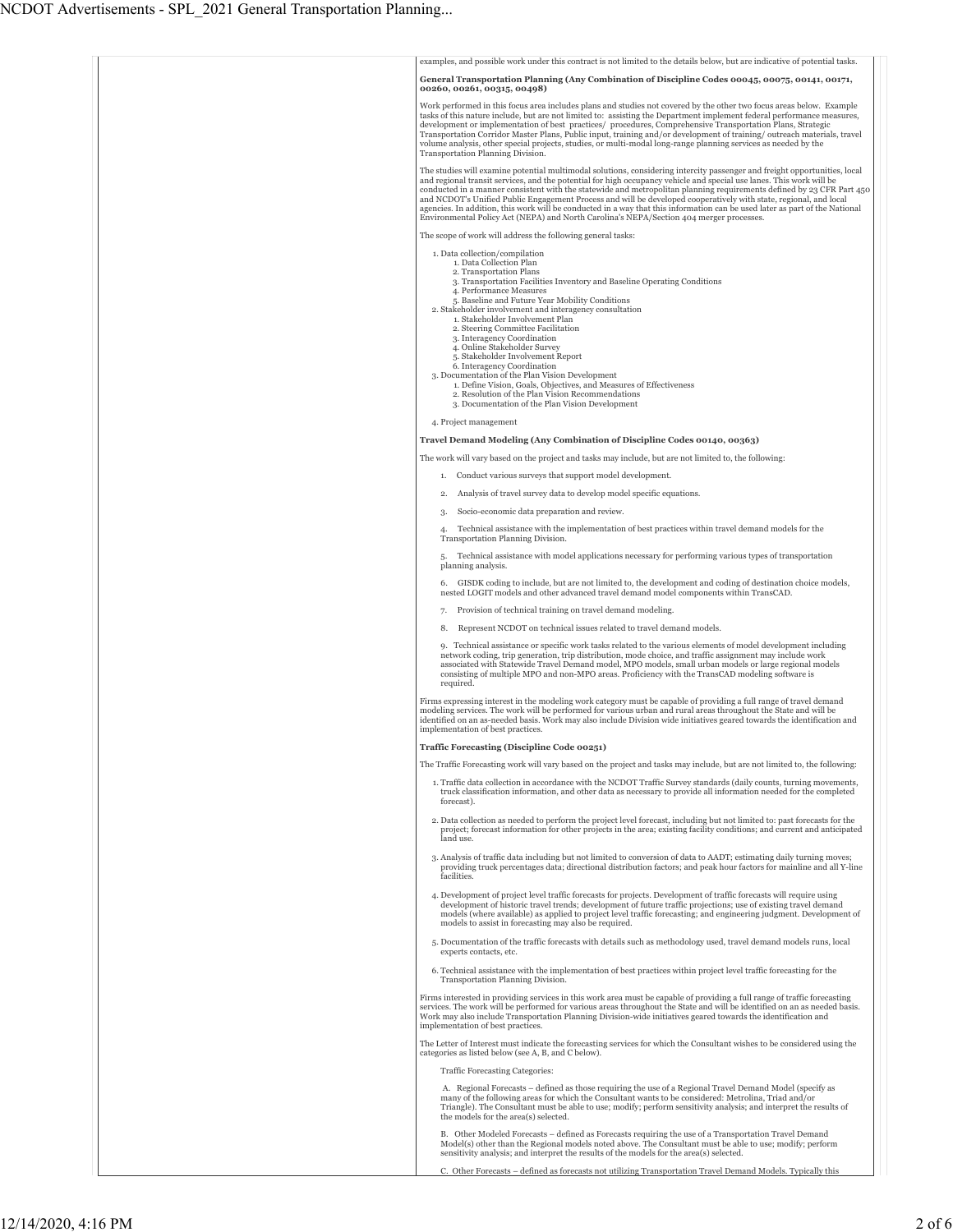examples, and possible work under this contract is not limited to the details below, but are indicative of potential tasks.

**General Transportation Planning (Any Combination of Discipline Codes 00045, 00075, 00141, 00171, 00260, 00261, 00315, 00498)**

Work performed in this focus area includes plans and studies not covered by the other two focus areas below. Example tasks of this nature include, but are not limited to: assisting the Department implement federal performance measures, development or implementation of best practices/ procedures, Comprehensive Transportation Plans, Strategic Transportation Corridor Master Plans, Public input, training and/or development of training/ outreach materials, travel volume analysis, other special projects, studies, or multi-modal long-range planning services as needed by the Transportation Planning Division.

The studies will examine potential multimodal solutions, considering intercity passenger and freight opportunities, local and regional transit services, and the potential for high occupancy vehicle and special use lanes. This work will be conducted in a manner consistent with the statewide and metropolitan planning requirements defined by 23 CFR Part 450 and NCDOT's Unified Public Engagement Process and will be developed cooperatively with state, regional, and local agencies. In addition, this work will be conducted in a way that this information can be used later as part of the National Environmental Policy Act (NEPA) and North Carolina's NEPA/Section 404 merger processes.

The scope of work will address the following general tasks:

1. Data collection/compilation
   1. Data Collection Plan
   2. Transportation Plans
   3. Transportation Facilities Inventory and Baseline Operating Conditions
   4. Performance Measures
   5. Baseline and Future Year Mobility Conditions
2. Stakeholder involvement and interagency consultation
   1. Stakeholder Involvement Plan
   2. Steering Committee Facilitation
   3. Interagency Coordination
   4. Online Stakeholder Survey
   5. Stakeholder Involvement Report
   6. Interagency Coordination
3. Documentation of the Plan Vision Development
   1. Define Vision, Goals, Objectives, and Measures of Effectiveness
   2. Resolution of the Plan Vision Recommendations
   3. Documentation of the Plan Vision Development
4. Project management

**Travel Demand Modeling (Any Combination of Discipline Codes 00140, 00363)**

The work will vary based on the project and tasks may include, but are not limited to, the following:

1. Conduct various surveys that support model development.
2. Analysis of travel survey data to develop model specific equations.
3. Socio-economic data preparation and review.
4. Technical assistance with the implementation of best practices within travel demand models for the Transportation Planning Division.
5. Technical assistance with model applications necessary for performing various types of transportation planning analysis.
6. GISDK coding to include, but are not limited to, the development and coding of destination choice models, nested LOGIT models and other advanced travel demand model components within TransCAD.
7. Provision of technical training on travel demand modeling.
8. Represent NCDOT on technical issues related to travel demand models.
9. Technical assistance or specific work tasks related to the various elements of model development including network coding, trip generation, trip distribution, mode choice, and traffic assignment may include work associated with Statewide Travel Demand model, MPO models, small urban models or large regional models consisting of multiple MPO and non-MPO areas. Proficiency with the TransCAD modeling software is required.

Firms expressing interest in the modeling work category must be capable of providing a full range of travel demand modeling services. The work will be performed for various urban and rural areas throughout the State and will be identified on an as-needed basis. Work may also include Division wide initiatives geared towards the identification and implementation of best practices.

**Traffic Forecasting (Discipline Code 00251)**

The Traffic Forecasting work will vary based on the project and tasks may include, but are not limited to, the following:

1. Traffic data collection in accordance with the NCDOT Traffic Survey standards (daily counts, turning movements, truck classification information, and other data as necessary to provide all information needed for the completed forecast).
2. Data collection as needed to perform the project level forecast, including but not limited to: past forecasts for the project; forecast information for other projects in the area; existing facility conditions; and current and anticipated land use.
3. Analysis of traffic data including but not limited to conversion of data to AADT; estimating daily turning moves; providing truck percentages data; directional distribution factors; and peak hour factors for mainline and all Y-line facilities.
4. Development of project level traffic forecasts for projects. Development of traffic forecasts will require using development of historic travel trends; development of future traffic projections; use of existing travel demand models (where available) as applied to project level traffic forecasting; and engineering judgment. Development of models to assist in forecasting may also be required.
5. Documentation of the traffic forecasts with details such as methodology used, travel demand models runs, local experts contacts, etc.
6. Technical assistance with the implementation of best practices within project level traffic forecasting for the Transportation Planning Division.

Firms interested in providing services in this work area must be capable of providing a full range of traffic forecasting services. The work will be performed for various areas throughout the State and will be identified on an as needed basis. Work may also include Transportation Planning Division-wide initiatives geared towards the identification and implementation of best practices.

The Letter of Interest must indicate the forecasting services for which the Consultant wishes to be considered using the categories as listed below (see A, B, and C below).

Traffic Forecasting Categories:

A. Regional Forecasts – defined as those requiring the use of a Regional Travel Demand Model (specify as many of the following areas for which the Consultant wants to be considered: Metrolina, Triad and/or Triangle). The Consultant must be able to use; modify; perform sensitivity analysis; and interpret the results of the models for the area(s) selected.

B. Other Modeled Forecasts – defined as Forecasts requiring the use of a Transportation Travel Demand Model(s) other than the Regional models noted above. The Consultant must be able to use; modify; perform sensitivity analysis; and interpret the results of the models for the area(s) selected.

C. Other Forecasts – defined as forecasts not utilizing Transportation Travel Demand Models. Typically this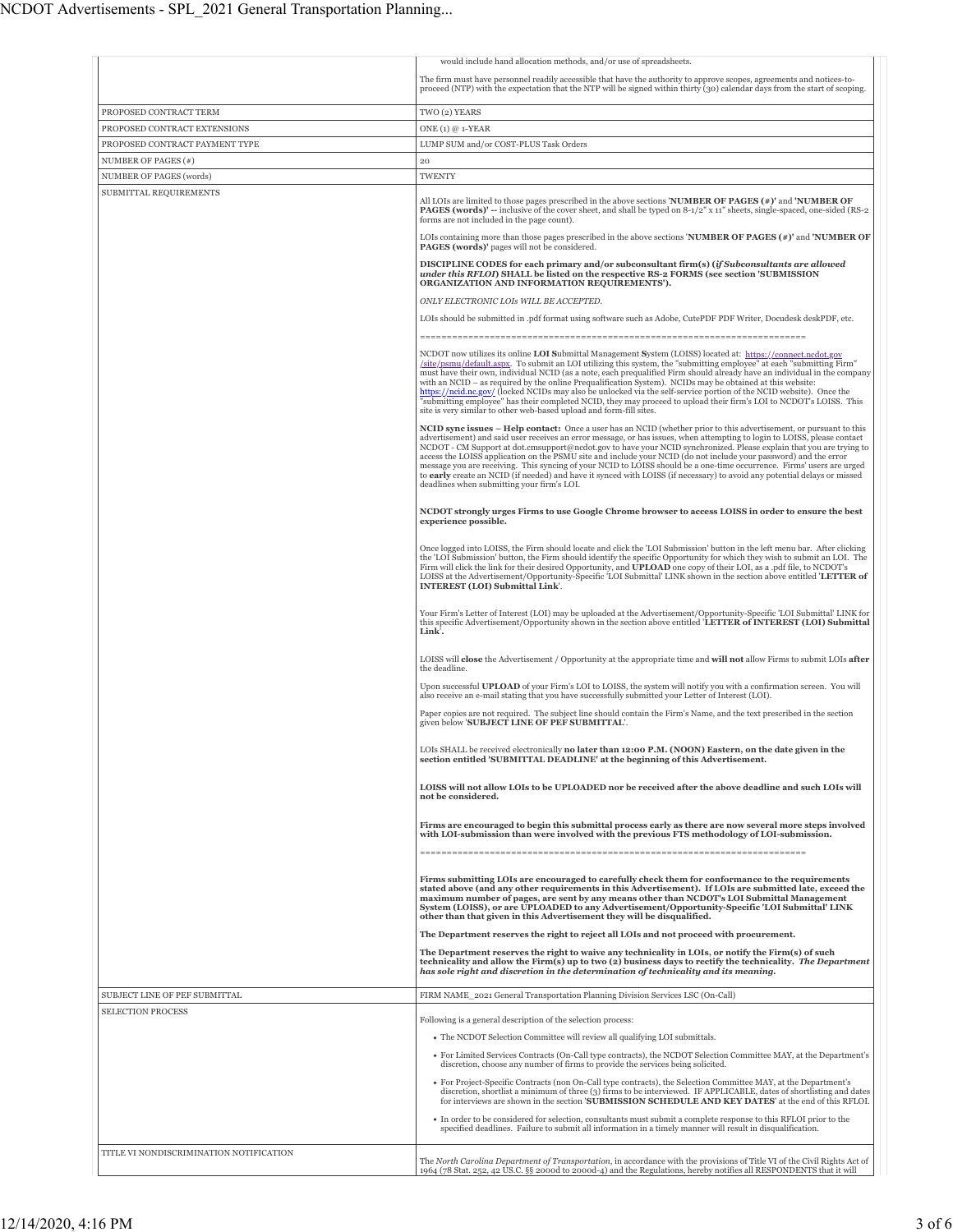| | |
|---|---|
| | would include hand allocation methods, and/or use of spreadsheets.<br><br>The firm must have personnel readily accessible that have the authority to approve scopes, agreements and notices-to-proceed (NTP) with the expectation that the NTP will be signed within thirty (30) calendar days from the start of scoping. |
| PROPOSED CONTRACT TERM | TWO (2) YEARS |
| PROPOSED CONTRACT EXTENSIONS | ONE (1) @ 1-YEAR |
| PROPOSED CONTRACT PAYMENT TYPE | LUMP SUM and/or COST-PLUS Task Orders |
| NUMBER OF PAGES (#) | 20 |
| NUMBER OF PAGES (words) | TWENTY |
| SUBMITTAL REQUIREMENTS | All LOIs are limited to those pages prescribed in the above sections '**NUMBER OF PAGES (#)**' and '**NUMBER OF PAGES (words)**' -- inclusive of the cover sheet, and shall be typed on 8-1/2" x 11" sheets, single-spaced, one-sided (RS-2 forms are not included in the page count).<br><br>LOIs containing more than those pages prescribed in the above sections '**NUMBER OF PAGES (#)**' and '**NUMBER OF PAGES (words)**' pages will not be considered.<br><br>**DISCIPLINE CODES for each primary and/or subconsultant firm(s) (*if Subconsultants are allowed under this RFLOI*) SHALL be listed on the respective RS-2 FORMS (see section 'SUBMISSION ORGANIZATION AND INFORMATION REQUIREMENTS').**<br><br>*ONLY ELECTRONIC LOIs WILL BE ACCEPTED.*<br><br>LOIs should be submitted in .pdf format using software such as Adobe, CutePDF PDF Writer, Docudesk deskPDF, etc.<br><br>=======================================================================<br><br>NCDOT now utilizes its online **LOI S**ubmittal Management **S**ystem (LOISS) located at: https://connect.ncdot.gov/site/psmu/default.aspx. To submit an LOI utilizing this system, the "submitting employee" at each "submitting Firm" must have their own, individual NCID (as a note, each prequalified Firm should already have an individual in the company with an NCID – as required by the online Prequalification System). NCIDs may be obtained at this website: https://ncid.nc.gov/ (locked NCIDs may also be unlocked via the self-service portion of the NCID website). Once the "submitting employee" has their completed NCID, they may proceed to upload their firm's LOI to NCDOT's LOISS. This site is very similar to other web-based upload and form-fill sites.<br><br>**NCID sync issues – Help contact:** Once a user has an NCID (whether prior to this advertisement, or pursuant to this advertisement) and said user receives an error message, or has issues, when attempting to login to LOISS, please contact NCDOT - CM Support at dot.cmsupport@ncdot.gov to have your NCID synchronized. Please explain that you are trying to access the LOISS application on the PSMU site and include your NCID (do not include your password) and the error message you are receiving. This syncing of your NCID to LOISS should be a one-time occurrence. Firms' users are urged to **early** create an NCID (if needed) and have it synced with LOISS (if necessary) to avoid any potential delays or missed deadlines when submitting your firm's LOI.<br><br>**NCDOT strongly urges Firms to use Google Chrome browser to access LOISS in order to ensure the best experience possible.**<br><br>Once logged into LOISS, the Firm should locate and click the 'LOI Submission' button in the left menu bar. After clicking the 'LOI Submission' button, the Firm should identify the specific Opportunity for which they wish to submit an LOI. The Firm will click the link for their desired Opportunity, and **UPLOAD** one copy of their LOI, as a .pdf file, to NCDOT's LOISS at the Advertisement/Opportunity-Specific 'LOI Submittal' LINK shown in the section above entitled '**LETTER of INTEREST (LOI) Submittal Link**'.<br><br>Your Firm's Letter of Interest (LOI) may be uploaded at the Advertisement/Opportunity-Specific 'LOI Submittal' LINK for this specific Advertisement/Opportunity shown in the section above entitled '**LETTER of INTEREST (LOI) Submittal Link**'.<br><br>LOISS will **close** the Advertisement / Opportunity at the appropriate time and **will not** allow Firms to submit LOIs **after** the deadline.<br><br>Upon successful **UPLOAD** of your Firm's LOI to LOISS, the system will notify you with a confirmation screen. You will also receive an e-mail stating that you have successfully submitted your Letter of Interest (LOI).<br><br>Paper copies are not required. The subject line should contain the Firm's Name, and the text prescribed in the section given below '**SUBJECT LINE OF PEF SUBMITTAL**'.<br><br>LOIs SHALL be received electronically **no later than 12:00 P.M. (NOON) Eastern, on the date given in the section entitled 'SUBMITTAL DEADLINE' at the beginning of this Advertisement.**<br><br>**LOISS will not allow LOIs to be UPLOADED nor be received after the above deadline and such LOIs will not be considered.**<br><br>**Firms are encouraged to begin this submittal process early as there are now several more steps involved with LOI-submission than were involved with the previous FTS methodology of LOI-submission.**<br><br>=======================================================================<br><br>**Firms submitting LOIs are encouraged to carefully check them for conformance to the requirements stated above (and any other requirements in this Advertisement). If LOIs are submitted late, exceed the maximum number of pages, are sent by any means other than NCDOT's LOI Submittal Management System (LOISS), or are UPLOADED to any Advertisement/Opportunity-Specific 'LOI Submittal' LINK other than that given in this Advertisement they will be disqualified.**<br><br>**The Department reserves the right to reject all LOIs and not proceed with procurement.**<br><br>**The Department reserves the right to waive any technicality in LOIs, or notify the Firm(s) of such technicality and allow the Firm(s) up to two (2) business days to rectify the technicality. *The Department has sole right and discretion in the determination of technicality and its meaning.*** |
| SUBJECT LINE OF PEF SUBMITTAL | FIRM NAME_2021 General Transportation Planning Division Services LSC (On-Call) |
| SELECTION PROCESS | Following is a general description of the selection process:<br><br>• The NCDOT Selection Committee will review all qualifying LOI submittals.<br>• For Limited Services Contracts (On-Call type contracts), the NCDOT Selection Committee MAY, at the Department's discretion, choose any number of firms to provide the services being solicited.<br>• For Project-Specific Contracts (non On-Call type contracts), the Selection Committee MAY, at the Department's discretion, shortlist a minimum of three (3) firms to be interviewed. IF APPLICABLE, dates of shortlisting and dates for interviews are shown in the section '**SUBMISSION SCHEDULE AND KEY DATES**' at the end of this RFLOI.<br>• In order to be considered for selection, consultants must submit a complete response to this RFLOI prior to the specified deadlines. Failure to submit all information in a timely manner will result in disqualification. |
| TITLE VI NONDISCRIMINATION NOTIFICATION | The *North Carolina Department of Transportation*, in accordance with the provisions of Title VI of the Civil Rights Act of 1964 (78 Stat. 252, 42 US.C. §§ 2000d to 2000d-4) and the Regulations, hereby notifies all RESPONDENTS that it will |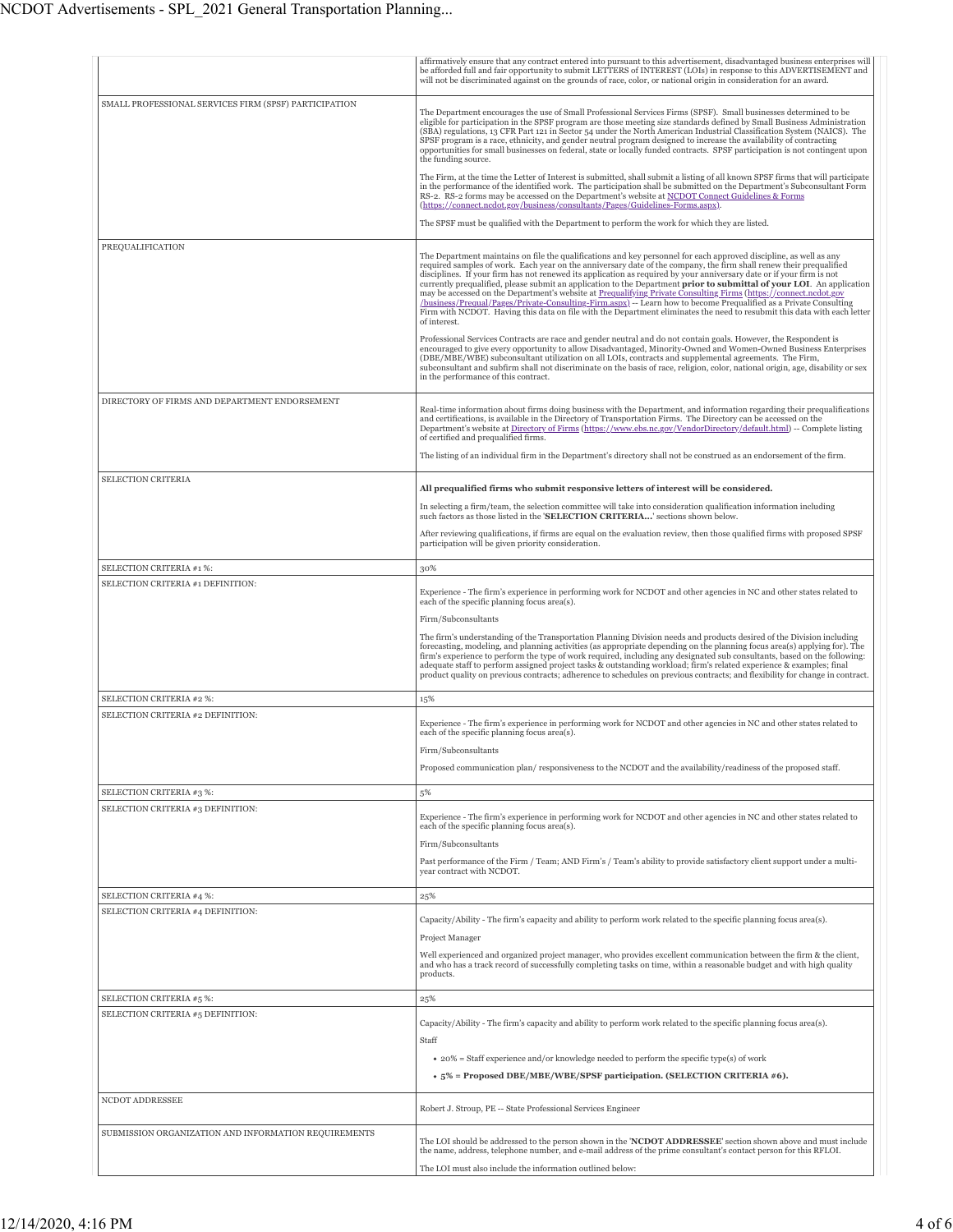| | |
|---|---|
| | affirmatively ensure that any contract entered into pursuant to this advertisement, disadvantaged business enterprises will be afforded full and fair opportunity to submit LETTERS of INTEREST (LOIs) in response to this ADVERTISEMENT and will not be discriminated against on the grounds of race, color, or national origin in consideration for an award. |
| SMALL PROFESSIONAL SERVICES FIRM (SPSF) PARTICIPATION | The Department encourages the use of Small Professional Services Firms (SPSF). Small businesses determined to be eligible for participation in the SPSF program are those meeting size standards defined by Small Business Administration (SBA) regulations, 13 CFR Part 121 in Sector 54 under the North American Industrial Classification System (NAICS). The SPSF program is a race, ethnicity, and gender neutral program designed to increase the availability of contracting opportunities for small businesses on federal, state or locally funded contracts. SPSF participation is not contingent upon the funding source.<br><br>The Firm, at the time the Letter of Interest is submitted, shall submit a listing of all known SPSF firms that will participate in the performance of the identified work. The participation shall be submitted on the Department's Subconsultant Form RS-2. RS-2 forms may be accessed on the Department's website at NCDOT Connect Guidelines & Forms (https://connect.ncdot.gov/business/consultants/Pages/Guidelines-Forms.aspx).<br><br>The SPSF must be qualified with the Department to perform the work for which they are listed. |
| PREQUALIFICATION | The Department maintains on file the qualifications and key personnel for each approved discipline, as well as any required samples of work. Each year on the anniversary date of the company, the firm shall renew their prequalified disciplines. If your firm has not renewed its application as required by your anniversary date or if your firm is not currently prequalified, please submit an application to the Department **prior to submittal of your LOI**. An application may be accessed on the Department's website at Prequalifying Private Consulting Firms (https://connect.ncdot.gov/business/Prequal/Pages/Private-Consulting-Firm.aspx) -- Learn how to become Prequalified as a Private Consulting Firm with NCDOT. Having this data on file with the Department eliminates the need to resubmit this data with each letter of interest.<br><br>Professional Services Contracts are race and gender neutral and do not contain goals. However, the Respondent is encouraged to give every opportunity to allow Disadvantaged, Minority-Owned and Women-Owned Business Enterprises (DBE/MBE/WBE) subconsultant utilization on all LOIs, contracts and supplemental agreements. The Firm, subconsultant and subfirm shall not discriminate on the basis of race, religion, color, national origin, age, disability or sex in the performance of this contract. |
| DIRECTORY OF FIRMS AND DEPARTMENT ENDORSEMENT | Real-time information about firms doing business with the Department, and information regarding their prequalifications and certifications, is available in the Directory of Transportation Firms. The Directory can be accessed on the Department's website at Directory of Firms (https://www.ebs.nc.gov/VendorDirectory/default.html) -- Complete listing of certified and prequalified firms.<br><br>The listing of an individual firm in the Department's directory shall not be construed as an endorsement of the firm. |
| SELECTION CRITERIA | **All prequalified firms who submit responsive letters of interest will be considered.**<br><br>In selecting a firm/team, the selection committee will take into consideration qualification information including such factors as those listed in the '**SELECTION CRITERIA...**' sections shown below.<br><br>After reviewing qualifications, if firms are equal on the evaluation review, then those qualified firms with proposed SPSF participation will be given priority consideration. |
| SELECTION CRITERIA #1 %: | 30% |
| SELECTION CRITERIA #1 DEFINITION: | Experience - The firm's experience in performing work for NCDOT and other agencies in NC and other states related to each of the specific planning focus area(s).<br><br>Firm/Subconsultants<br><br>The firm's understanding of the Transportation Planning Division needs and products desired of the Division including forecasting, modeling, and planning activities (as appropriate depending on the planning focus area(s) applying for). The firm's experience to perform the type of work required, including any designated sub consultants, based on the following: adequate staff to perform assigned project tasks & outstanding workload; firm's related experience & examples; final product quality on previous contracts; adherence to schedules on previous contracts; and flexibility for change in contract. |
| SELECTION CRITERIA #2 %: | 15% |
| SELECTION CRITERIA #2 DEFINITION: | Experience - The firm's experience in performing work for NCDOT and other agencies in NC and other states related to each of the specific planning focus area(s).<br><br>Firm/Subconsultants<br><br>Proposed communication plan/ responsiveness to the NCDOT and the availability/readiness of the proposed staff. |
| SELECTION CRITERIA #3 %: | 5% |
| SELECTION CRITERIA #3 DEFINITION: | Experience - The firm's experience in performing work for NCDOT and other agencies in NC and other states related to each of the specific planning focus area(s).<br><br>Firm/Subconsultants<br><br>Past performance of the Firm / Team; AND Firm's / Team's ability to provide satisfactory client support under a multi-year contract with NCDOT. |
| SELECTION CRITERIA #4 %: | 25% |
| SELECTION CRITERIA #4 DEFINITION: | Capacity/Ability - The firm's capacity and ability to perform work related to the specific planning focus area(s).<br><br>Project Manager<br><br>Well experienced and organized project manager, who provides excellent communication between the firm & the client, and who has a track record of successfully completing tasks on time, within a reasonable budget and with high quality products. |
| SELECTION CRITERIA #5 %: | 25% |
| SELECTION CRITERIA #5 DEFINITION: | Capacity/Ability - The firm's capacity and ability to perform work related to the specific planning focus area(s).<br><br>Staff<br><br>• 20% = Staff experience and/or knowledge needed to perform the specific type(s) of work<br>• **5% = Proposed DBE/MBE/WBE/SPSF participation. (SELECTION CRITERIA #6).** |
| NCDOT ADDRESSEE | Robert J. Stroup, PE -- State Professional Services Engineer |
| SUBMISSION ORGANIZATION AND INFORMATION REQUIREMENTS | The LOI should be addressed to the person shown in the '**NCDOT ADDRESSEE**' section shown above and must include the name, address, telephone number, and e-mail address of the prime consultant's contact person for this RFLOI.<br><br>The LOI must also include the information outlined below: |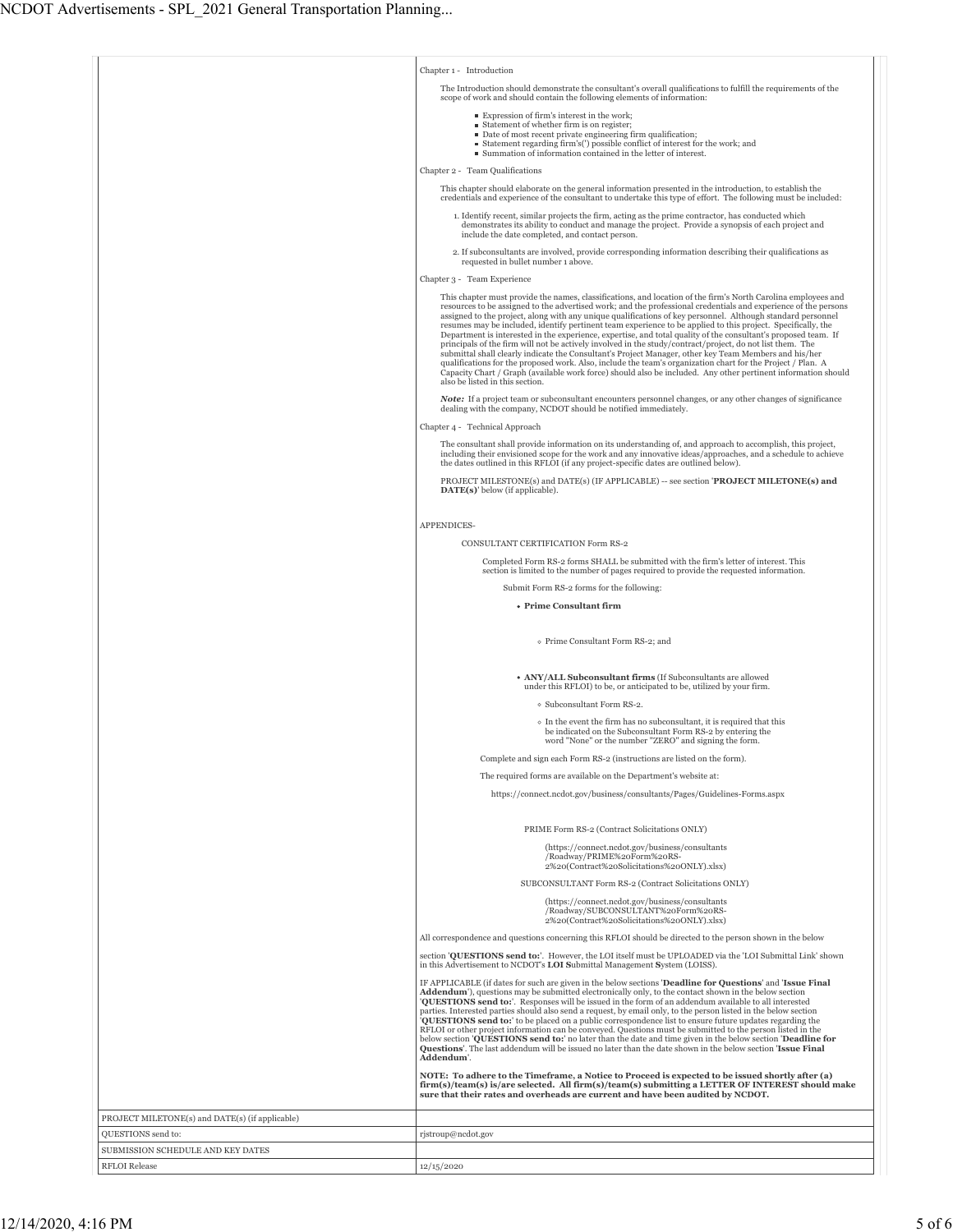Chapter 1 - Introduction

The Introduction should demonstrate the consultant's overall qualifications to fulfill the requirements of the scope of work and should contain the following elements of information:

- Expression of firm's interest in the work;
- Statement of whether firm is on register;
- Date of most recent private engineering firm qualification;
- Statement regarding firm's(') possible conflict of interest for the work; and
- Summation of information contained in the letter of interest.

Chapter 2 - Team Qualifications

This chapter should elaborate on the general information presented in the introduction, to establish the credentials and experience of the consultant to undertake this type of effort. The following must be included:

1. Identify recent, similar projects the firm, acting as the prime contractor, has conducted which demonstrates its ability to conduct and manage the project. Provide a synopsis of each project and include the date completed, and contact person.
2. If subconsultants are involved, provide corresponding information describing their qualifications as requested in bullet number 1 above.

Chapter 3 - Team Experience

This chapter must provide the names, classifications, and location of the firm's North Carolina employees and resources to be assigned to the advertised work; and the professional credentials and experience of the persons assigned to the project, along with any unique qualifications of key personnel. Although standard personnel resumes may be included, identify pertinent team experience to be applied to this project. Specifically, the Department is interested in the experience, expertise, and total quality of the consultant's proposed team. If principals of the firm will not be actively involved in the study/contract/project, do not list them. The submittal shall clearly indicate the Consultant's Project Manager, other key Team Members and his/her qualifications for the proposed work. Also, include the team's organization chart for the Project / Plan. A Capacity Chart / Graph (available work force) should also be included. Any other pertinent information should also be listed in this section.

***Note:*** If a project team or subconsultant encounters personnel changes, or any other changes of significance dealing with the company, NCDOT should be notified immediately.

Chapter 4 - Technical Approach

The consultant shall provide information on its understanding of, and approach to accomplish, this project, including their envisioned scope for the work and any innovative ideas/approaches, and a schedule to achieve the dates outlined in this RFLOI (if any project-specific dates are outlined below).

PROJECT MILESTONE(s) and DATE(s) (IF APPLICABLE) -- see section '**PROJECT MILETONE(s) and DATE(s)**' below (if applicable).

APPENDICES-

CONSULTANT CERTIFICATION Form RS-2

Completed Form RS-2 forms SHALL be submitted with the firm's letter of interest. This section is limited to the number of pages required to provide the requested information.

Submit Form RS-2 forms for the following:

- **Prime Consultant firm**
  - Prime Consultant Form RS-2; and
- **ANY/ALL Subconsultant firms** (If Subconsultants are allowed under this RFLOI) to be, or anticipated to be, utilized by your firm.
  - Subconsultant Form RS-2.
  - In the event the firm has no subconsultant, it is required that this be indicated on the Subconsultant Form RS-2 by entering the word "None" or the number "ZERO" and signing the form.

Complete and sign each Form RS-2 (instructions are listed on the form).

The required forms are available on the Department's website at:

https://connect.ncdot.gov/business/consultants/Pages/Guidelines-Forms.aspx

PRIME Form RS-2 (Contract Solicitations ONLY)

(https://connect.ncdot.gov/business/consultants/Roadway/PRIME%20Form%20RS-2%20(Contract%20Solicitations%20ONLY).xlsx)

SUBCONSULTANT Form RS-2 (Contract Solicitations ONLY)

(https://connect.ncdot.gov/business/consultants/Roadway/SUBCONSULTANT%20Form%20RS-2%20(Contract%20Solicitations%20ONLY).xlsx)

All correspondence and questions concerning this RFLOI should be directed to the person shown in the below

section '**QUESTIONS send to:**'. However, the LOI itself must be UPLOADED via the 'LOI Submittal Link' shown in this Advertisement to NCDOT's **LOI S**ubmittal **M**anagement **S**ystem (LOISS).

IF APPLICABLE (if dates for such are given in the below sections '**Deadline for Questions**' and '**Issue Final Addendum**'), questions may be submitted electronically only, to the contact shown in the below section '**QUESTIONS send to:**'. Responses will be issued in the form of an addendum available to all interested parties. Interested parties should also send a request, by email only, to the person listed in the below section '**QUESTIONS send to:**' to be placed on a public correspondence list to ensure future updates regarding the RFLOI or other project information can be conveyed. Questions must be submitted to the person listed in the below section '**QUESTIONS send to:**' no later than the date and time given in the below section '**Deadline for Questions**'. The last addendum will be issued no later than the date shown in the below section '**Issue Final Addendum**'.

**NOTE: To adhere to the Timeframe, a Notice to Proceed is expected to be issued shortly after (a) firm(s)/team(s) is/are selected. All firm(s)/team(s) submitting a LETTER OF INTEREST should make sure that their rates and overheads are current and have been audited by NCDOT.**

| | |
|---|---|
| PROJECT MILETONE(s) and DATE(s) (if applicable) | |
| QUESTIONS send to: | rjstroup@ncdot.gov |
| SUBMISSION SCHEDULE AND KEY DATES | |
| RFLOI Release | 12/15/2020 |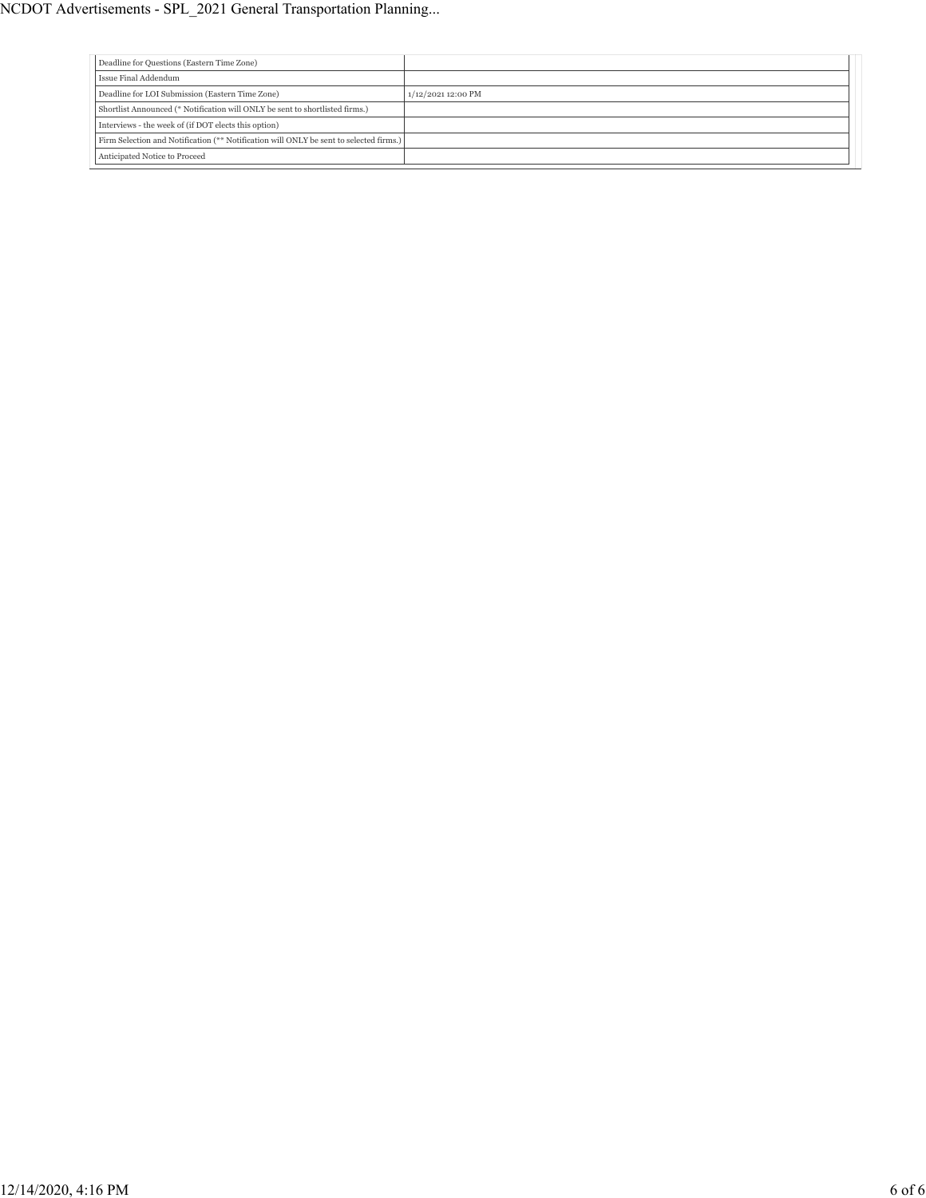| | |
|---|---|
| Deadline for Questions (Eastern Time Zone) | |
| Issue Final Addendum | |
| Deadline for LOI Submission (Eastern Time Zone) | 1/12/2021 12:00 PM |
| Shortlist Announced (* Notification will ONLY be sent to shortlisted firms.) | |
| Interviews - the week of (if DOT elects this option) | |
| Firm Selection and Notification (** Notification will ONLY be sent to selected firms.) | |
| Anticipated Notice to Proceed | |